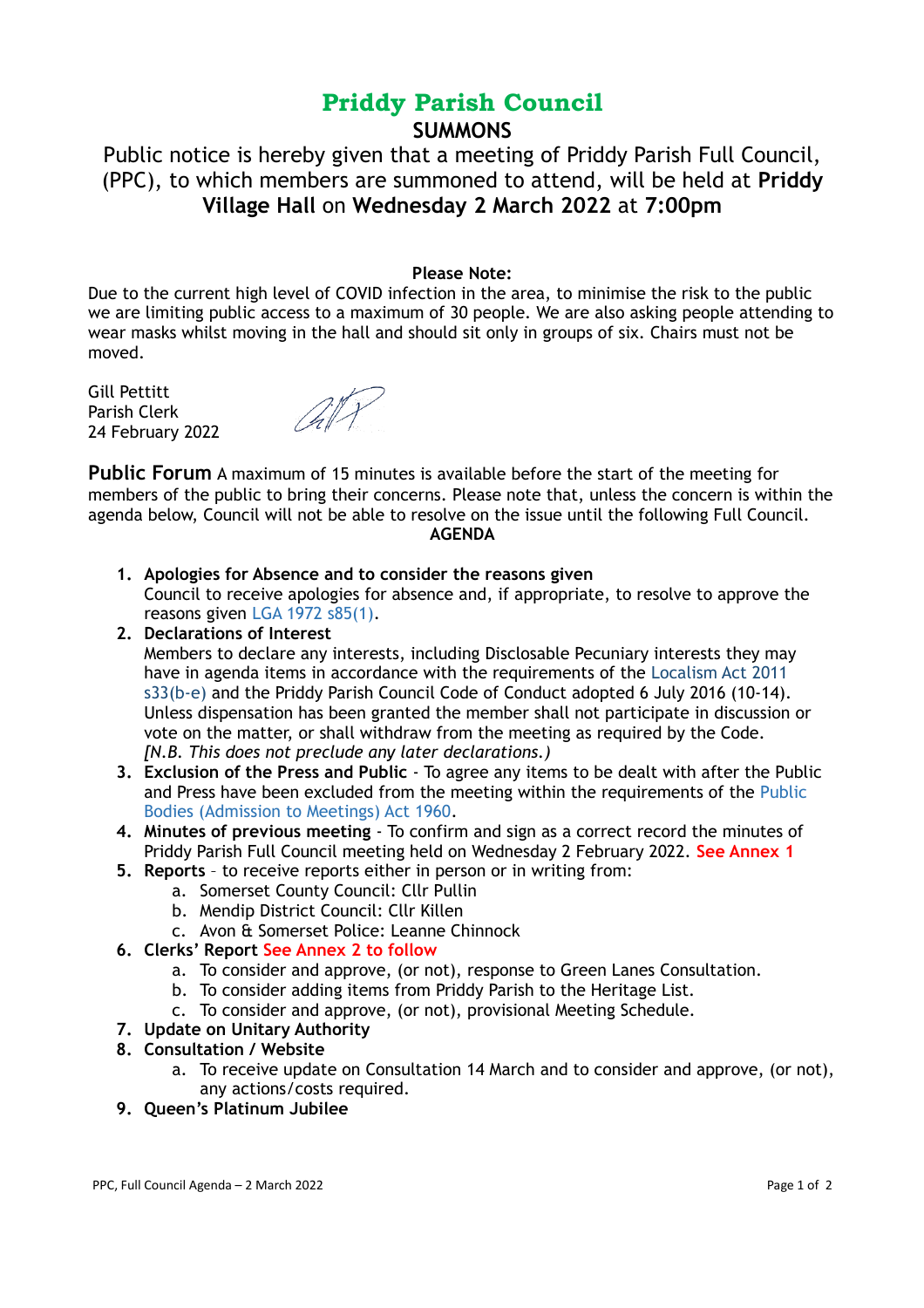# Priddy Parish Council

## SUMMONS

Public notice is hereby given that a meeting of Priddy Parish Full Council, (PPC), to which members are summoned to attend, will be held at **Priddy Village Hall** on **Wednesday 2 March 2022** at **7:00pm**

**Please Note:**

Due to the current high level of COVID infection in the area, to minimise the risk to the public we are limiting public access to a maximum of 30 people. We are also asking people attending to wear masks whilst moving in the hall and should sit only in groups of six. Chairs must not be moved.

Gill Pettitt
Parish Clerk
24 February 2022

**Public Forum** A maximum of 15 minutes is available before the start of the meeting for members of the public to bring their concerns. Please note that, unless the concern is within the agenda below, Council will not be able to resolve on the issue until the following Full Council.

**AGENDA**

1. **Apologies for Absence and to consider the reasons given**
   Council to receive apologies for absence and, if appropriate, to resolve to approve the reasons given LGA 1972 s85(1).
2. **Declarations of Interest**
   Members to declare any interests, including Disclosable Pecuniary interests they may have in agenda items in accordance with the requirements of the Localism Act 2011 s33(b-e) and the Priddy Parish Council Code of Conduct adopted 6 July 2016 (10-14). Unless dispensation has been granted the member shall not participate in discussion or vote on the matter, or shall withdraw from the meeting as required by the Code.
   *[N.B. This does not preclude any later declarations.)*
3. **Exclusion of the Press and Public** - To agree any items to be dealt with after the Public and Press have been excluded from the meeting within the requirements of the Public Bodies (Admission to Meetings) Act 1960.
4. **Minutes of previous meeting** - To confirm and sign as a correct record the minutes of Priddy Parish Full Council meeting held on Wednesday 2 February 2022. **See Annex 1**
5. **Reports** – to receive reports either in person or in writing from:
   a. Somerset County Council: Cllr Pullin
   b. Mendip District Council: Cllr Killen
   c. Avon & Somerset Police: Leanne Chinnock
6. **Clerks' Report** **See Annex 2 to follow**
   a. To consider and approve, (or not), response to Green Lanes Consultation.
   b. To consider adding items from Priddy Parish to the Heritage List.
   c. To consider and approve, (or not), provisional Meeting Schedule.
7. **Update on Unitary Authority**
8. **Consultation / Website**
   a. To receive update on Consultation 14 March and to consider and approve, (or not), any actions/costs required.
9. **Queen's Platinum Jubilee**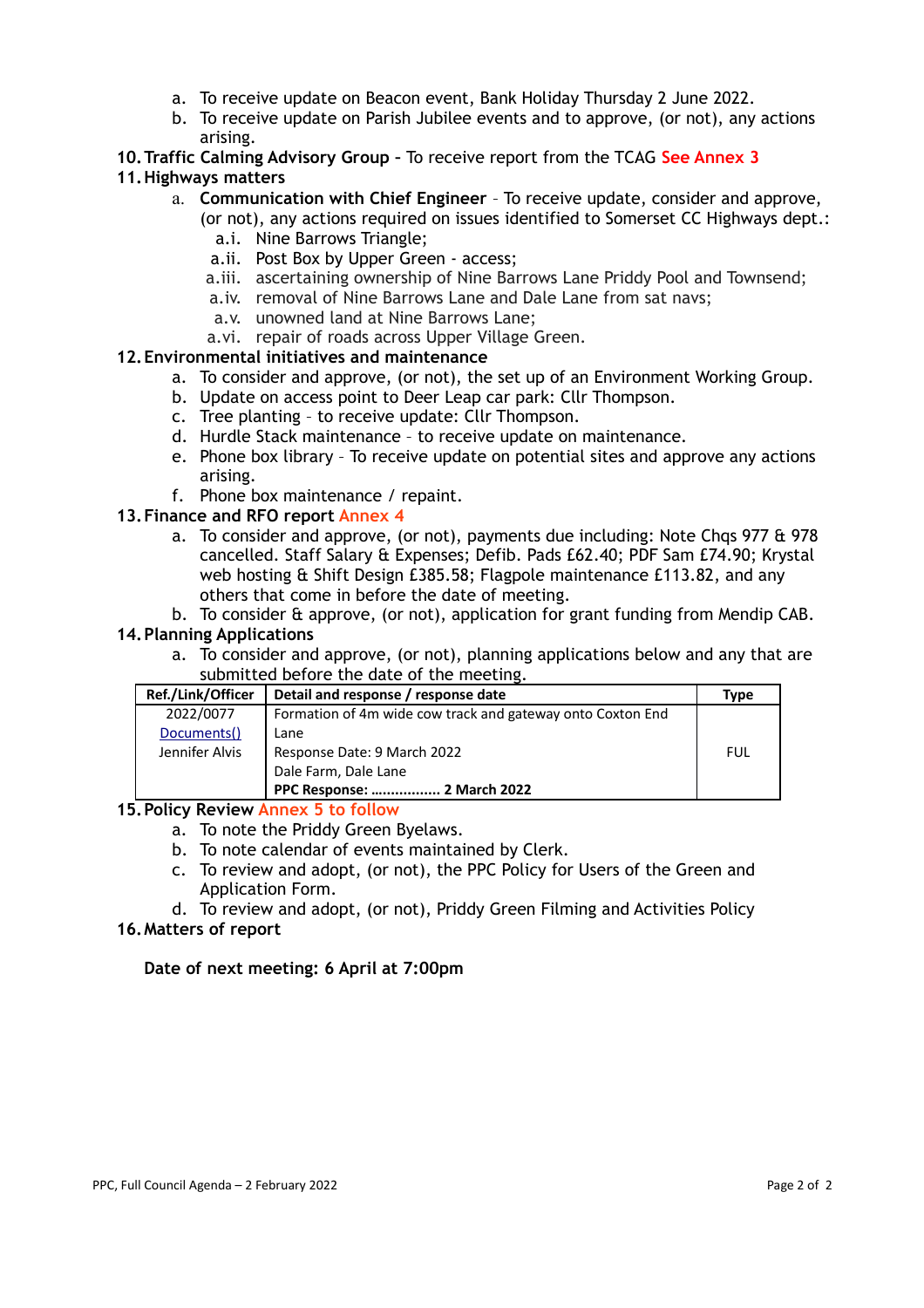a. To receive update on Beacon event, Bank Holiday Thursday 2 June 2022.
b. To receive update on Parish Jubilee events and to approve, (or not), any actions arising.

**10. Traffic Calming Advisory Group –** To receive report from the TCAG See Annex 3

**11. Highways matters**

a. **Communication with Chief Engineer** – To receive update, consider and approve, (or not), any actions required on issues identified to Somerset CC Highways dept.:
   - a.i. Nine Barrows Triangle;
   - a.ii. Post Box by Upper Green - access;
   - a.iii. ascertaining ownership of Nine Barrows Lane Priddy Pool and Townsend;
   - a.iv. removal of Nine Barrows Lane and Dale Lane from sat navs;
   - a.v. unowned land at Nine Barrows Lane;
   - a.vi. repair of roads across Upper Village Green.

**12. Environmental initiatives and maintenance**

a. To consider and approve, (or not), the set up of an Environment Working Group.
b. Update on access point to Deer Leap car park: Cllr Thompson.
c. Tree planting – to receive update: Cllr Thompson.
d. Hurdle Stack maintenance – to receive update on maintenance.
e. Phone box library – To receive update on potential sites and approve any actions arising.
f. Phone box maintenance / repaint.

**13. Finance and RFO report** Annex 4

a. To consider and approve, (or not), payments due including: Note Chqs 977 & 978 cancelled. Staff Salary & Expenses; Defib. Pads £62.40; PDF Sam £74.90; Krystal web hosting & Shift Design £385.58; Flagpole maintenance £113.82, and any others that come in before the date of meeting.
b. To consider & approve, (or not), application for grant funding from Mendip CAB.

**14. Planning Applications**

a. To consider and approve, (or not), planning applications below and any that are submitted before the date of the meeting.

| Ref./Link/Officer | Detail and response / response date | Type |
|---|---|---|
| 2022/0077<br>Documents()<br>Jennifer Alvis | Formation of 4m wide cow track and gateway onto Coxton End Lane<br>Response Date: 9 March 2022<br>Dale Farm, Dale Lane<br>**PPC Response: …………….. 2 March 2022** | FUL |

**15. Policy Review** Annex 5 to follow

a. To note the Priddy Green Byelaws.
b. To note calendar of events maintained by Clerk.
c. To review and adopt, (or not), the PPC Policy for Users of the Green and Application Form.
d. To review and adopt, (or not), Priddy Green Filming and Activities Policy

**16. Matters of report**

**Date of next meeting: 6 April at 7:00pm**